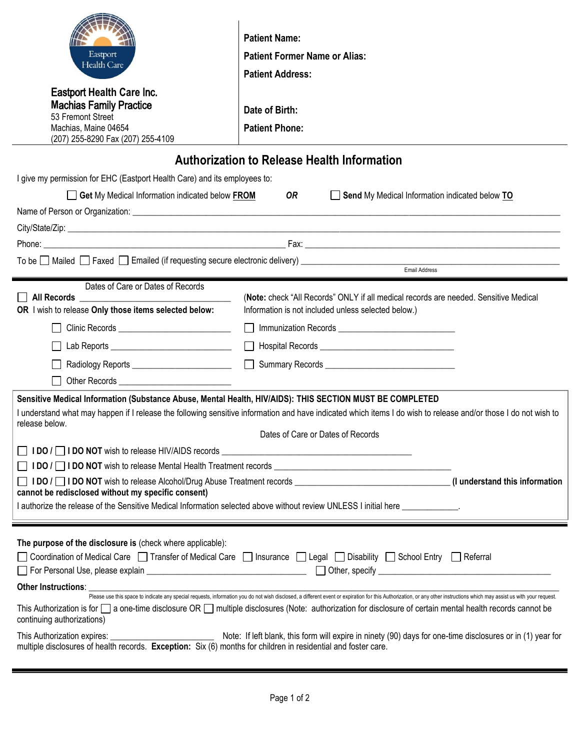Eastport Health Care

**Eastport Health Care Inc.**
**Machias Family Practice**
53 Fremont Street
Machias, Maine 04654
(207) 255-8290 Fax (207) 255-4109

**Patient Name:**

**Patient Former Name or Alias:**

**Patient Address:**

**Date of Birth:**

**Patient Phone:**

## Authorization to Release Health Information

I give my permission for EHC (Eastport Health Care) and its employees to:

☐ **Get** My Medical Information indicated below **FROM** ***OR*** ☐ **Send** My Medical Information indicated below **TO**

Name of Person or Organization: ______________________________

City/State/Zip: ______________________________

Phone: ______________________________ Fax: ______________________________

To be ☐ Mailed ☐ Faxed ☐ Emailed (if requesting secure electronic delivery) ______________________________
Email Address

Dates of Care or Dates of Records

☐ **All Records** ______________________

(**Note:** check "All Records" ONLY if all medical records are needed. Sensitive Medical Information is not included unless selected below.)

**OR** I wish to release **Only those items selected below:**

☐ Clinic Records ______________________ ☐ Immunization Records ______________________

☐ Lab Reports ______________________ ☐ Hospital Records ______________________

☐ Radiology Reports ______________________ ☐ Summary Records ______________________

☐ Other Records ______________________

**Sensitive Medical Information (Substance Abuse, Mental Health, HIV/AIDS): THIS SECTION MUST BE COMPLETED**

I understand what may happen if I release the following sensitive information and have indicated which items I do wish to release and/or those I do not wish to release below.

Dates of Care or Dates of Records

☐ **I DO** / ☐ **I DO NOT** wish to release HIV/AIDS records ______________________

☐ **I DO** / ☐ **I DO NOT** wish to release Mental Health Treatment records ______________________

☐ **I DO** / ☐ **I DO NOT** wish to release Alcohol/Drug Abuse Treatment records ______________________ **(I understand this information cannot be redisclosed without my specific consent)**

I authorize the release of the Sensitive Medical Information selected above without review UNLESS I initial here ____________.

**The purpose of the disclosure is** (check where applicable):

☐ Coordination of Medical Care ☐ Transfer of Medical Care ☐ Insurance ☐ Legal ☐ Disability ☐ School Entry ☐ Referral

☐ For Personal Use, please explain ______________________ ☐ Other, specify ______________________

**Other Instructions**: ______________________________

Please use this space to indicate any special requests, information you do not wish disclosed, a different event or expiration for this Authorization, or any other instructions which may assist us with your request.

This Authorization is for ☐ a one-time disclosure OR ☐ multiple disclosures (Note: authorization for disclosure of certain mental health records cannot be continuing authorizations)

This Authorization expires: ______________________ Note: If left blank, this form will expire in ninety (90) days for one-time disclosures or in (1) year for multiple disclosures of health records. **Exception:** Six (6) months for children in residential and foster care.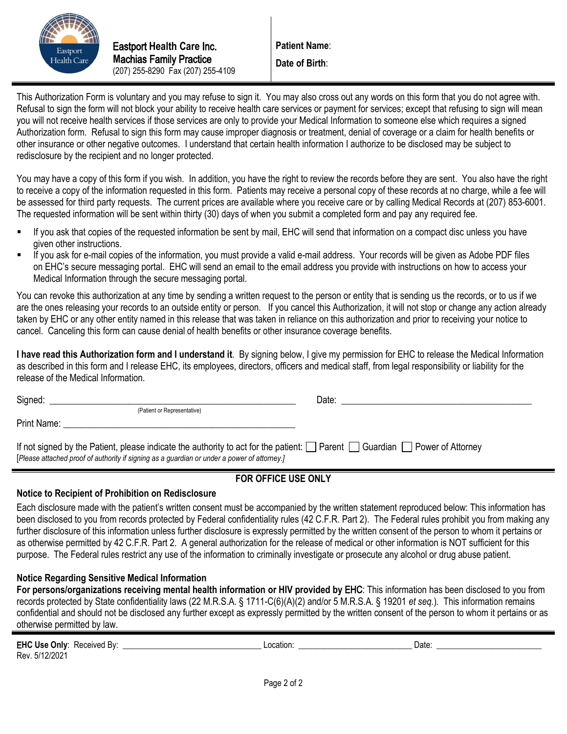**Eastport Health Care Inc.**
**Machias Family Practice**
(207) 255-8290 Fax (207) 255-4109

**Patient Name**:

**Date of Birth**:

---

This Authorization Form is voluntary and you may refuse to sign it. You may also cross out any words on this form that you do not agree with. Refusal to sign the form will not block your ability to receive health care services or payment for services; except that refusing to sign will mean you will not receive health services if those services are only to provide your Medical Information to someone else which requires a signed Authorization form. Refusal to sign this form may cause improper diagnosis or treatment, denial of coverage or a claim for health benefits or other insurance or other negative outcomes. I understand that certain health information I authorize to be disclosed may be subject to redisclosure by the recipient and no longer protected.

You may have a copy of this form if you wish. In addition, you have the right to review the records before they are sent. You also have the right to receive a copy of the information requested in this form. Patients may receive a personal copy of these records at no charge, while a fee will be assessed for third party requests. The current prices are available where you receive care or by calling Medical Records at (207) 853-6001. The requested information will be sent within thirty (30) days of when you submit a completed form and pay any required fee.

- If you ask that copies of the requested information be sent by mail, EHC will send that information on a compact disc unless you have given other instructions.
- If you ask for e-mail copies of the information, you must provide a valid e-mail address. Your records will be given as Adobe PDF files on EHC's secure messaging portal. EHC will send an email to the email address you provide with instructions on how to access your Medical Information through the secure messaging portal.

You can revoke this authorization at any time by sending a written request to the person or entity that is sending us the records, or to us if we are the ones releasing your records to an outside entity or person. If you cancel this Authorization, it will not stop or change any action already taken by EHC or any other entity named in this release that was taken in reliance on this authorization and prior to receiving your notice to cancel. Canceling this form can cause denial of health benefits or other insurance coverage benefits.

**I have read this Authorization form and I understand it**. By signing below, I give my permission for EHC to release the Medical Information as described in this form and I release EHC, its employees, directors, officers and medical staff, from legal responsibility or liability for the release of the Medical Information.

Signed: ______________________________________ Date: ______________________________________
(Patient or Representative)

Print Name: ______________________________________

If not signed by the Patient, please indicate the authority to act for the patient: ☐ Parent ☐ Guardian ☐ Power of Attorney
[*Please attached proof of authority if signing as a guardian or under a power of attorney.*]

---

**FOR OFFICE USE ONLY**

### Notice to Recipient of Prohibition on Redisclosure

Each disclosure made with the patient's written consent must be accompanied by the written statement reproduced below: This information has been disclosed to you from records protected by Federal confidentiality rules (42 C.F.R. Part 2). The Federal rules prohibit you from making any further disclosure of this information unless further disclosure is expressly permitted by the written consent of the person to whom it pertains or as otherwise permitted by 42 C.F.R. Part 2. A general authorization for the release of medical or other information is NOT sufficient for this purpose. The Federal rules restrict any use of the information to criminally investigate or prosecute any alcohol or drug abuse patient.

### Notice Regarding Sensitive Medical Information

**For persons/organizations receiving mental health information or HIV provided by EHC**: This information has been disclosed to you from records protected by State confidentiality laws (22 M.R.S.A. § 1711-C(6)(A)(2) and/or 5 M.R.S.A. § 19201 *et seq.*). This information remains confidential and should not be disclosed any further except as expressly permitted by the written consent of the person to whom it pertains or as otherwise permitted by law.

---

**EHC Use Only**: Received By: ______________________________ Location: ______________________________ Date: ______________________________

Rev. 5/12/2021